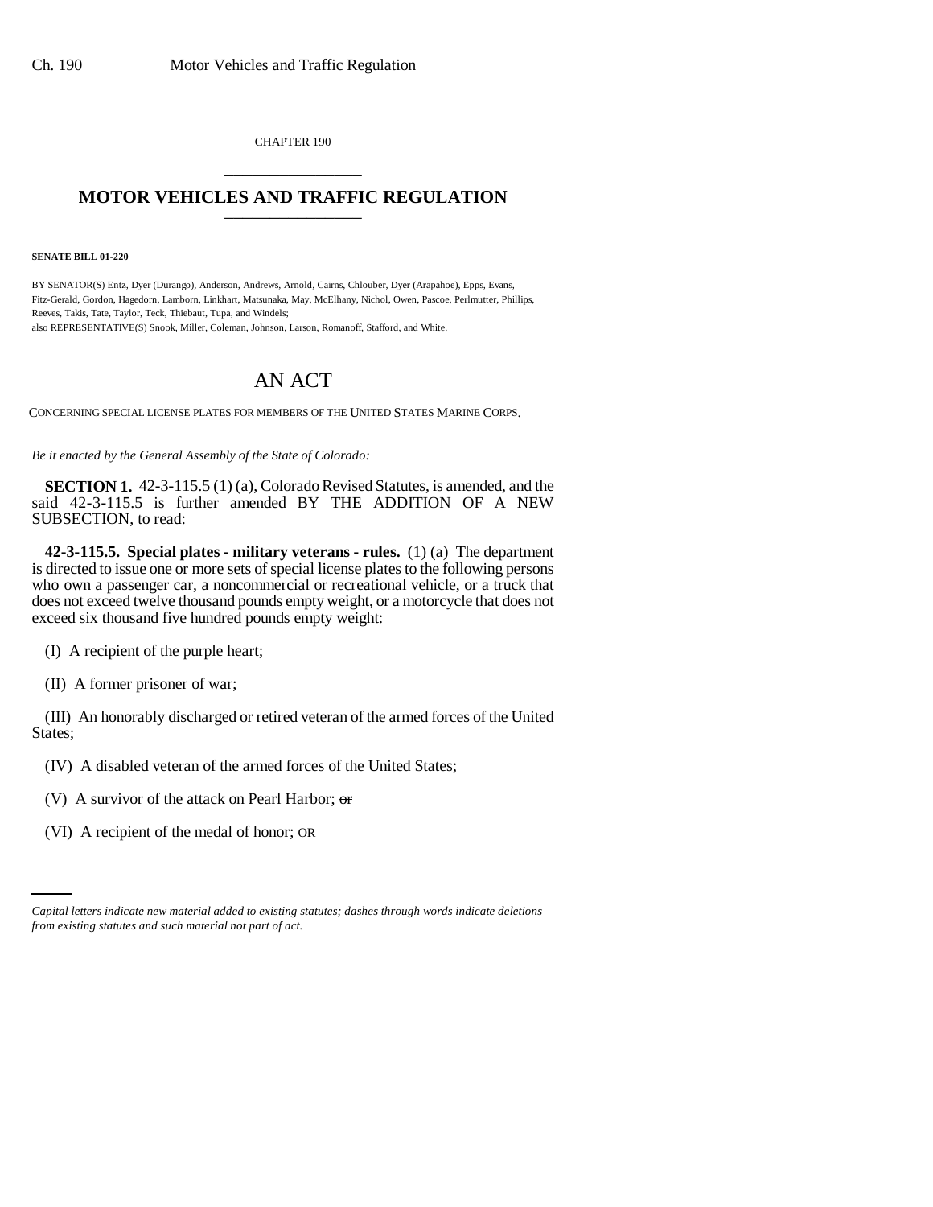CHAPTER 190

# MOTOR VEHICLES AND TRAFFIC REGULATION

**SENATE BILL 01-220**

BY SENATOR(S) Entz, Dyer (Durango), Anderson, Andrews, Arnold, Cairns, Chlouber, Dyer (Arapahoe), Epps, Evans, Fitz-Gerald, Gordon, Hagedorn, Lamborn, Linkhart, Matsunaka, May, McElhany, Nichol, Owen, Pascoe, Perlmutter, Phillips, Reeves, Takis, Tate, Taylor, Teck, Thiebaut, Tupa, and Windels;
also REPRESENTATIVE(S) Snook, Miller, Coleman, Johnson, Larson, Romanoff, Stafford, and White.

# AN ACT

CONCERNING SPECIAL LICENSE PLATES FOR MEMBERS OF THE UNITED STATES MARINE CORPS.

*Be it enacted by the General Assembly of the State of Colorado:*

**SECTION 1.** 42-3-115.5 (1) (a), Colorado Revised Statutes, is amended, and the said 42-3-115.5 is further amended BY THE ADDITION OF A NEW SUBSECTION, to read:

**42-3-115.5. Special plates - military veterans - rules.** (1) (a) The department is directed to issue one or more sets of special license plates to the following persons who own a passenger car, a noncommercial or recreational vehicle, or a truck that does not exceed twelve thousand pounds empty weight, or a motorcycle that does not exceed six thousand five hundred pounds empty weight:

(I) A recipient of the purple heart;

(II) A former prisoner of war;

(III) An honorably discharged or retired veteran of the armed forces of the United States;

(IV) A disabled veteran of the armed forces of the United States;

(V) A survivor of the attack on Pearl Harbor; ~~or~~

(VI) A recipient of the medal of honor; OR

*Capital letters indicate new material added to existing statutes; dashes through words indicate deletions from existing statutes and such material not part of act.*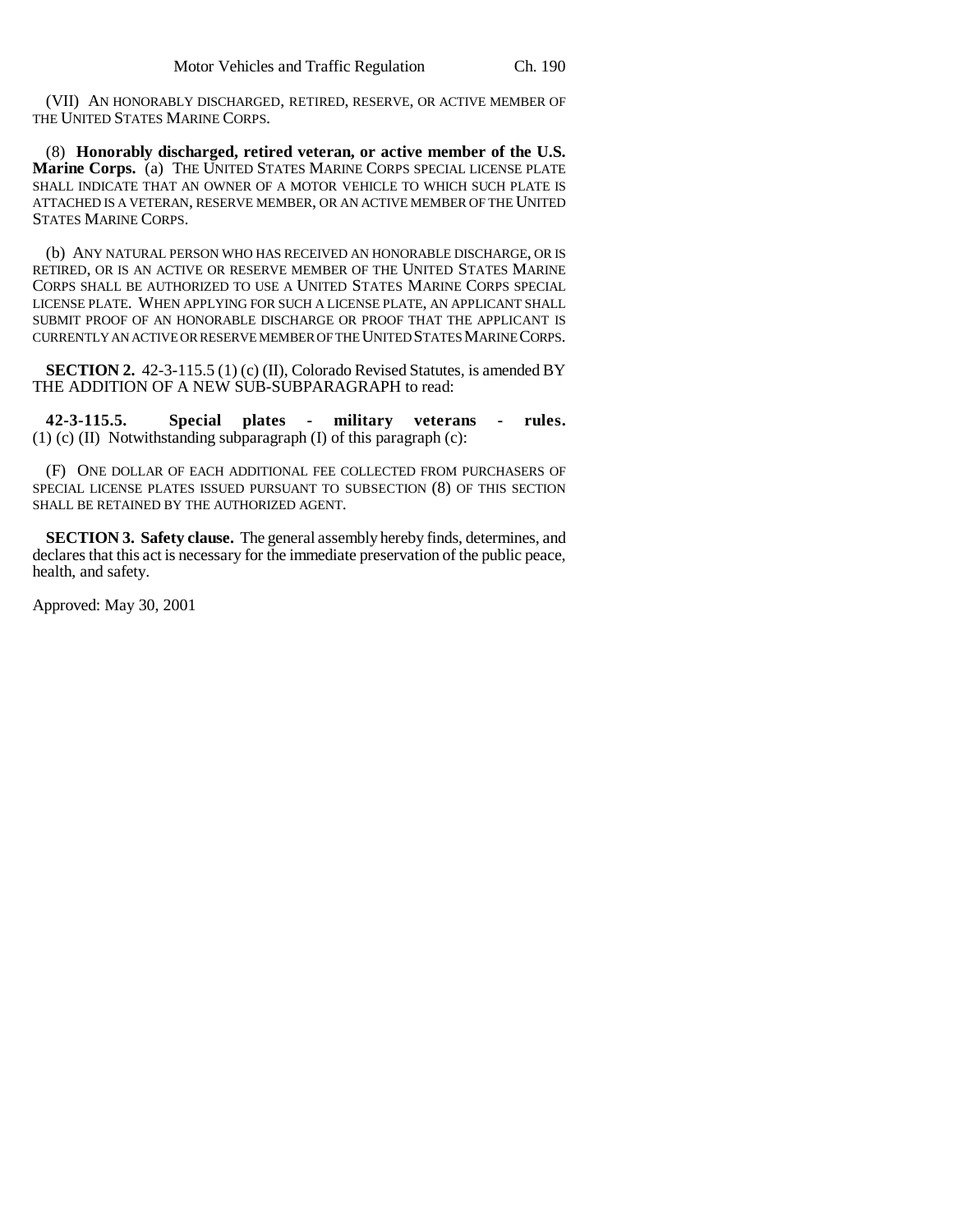(VII) AN HONORABLY DISCHARGED, RETIRED, RESERVE, OR ACTIVE MEMBER OF THE UNITED STATES MARINE CORPS.

(8) **Honorably discharged, retired veteran, or active member of the U.S. Marine Corps.** (a) THE UNITED STATES MARINE CORPS SPECIAL LICENSE PLATE SHALL INDICATE THAT AN OWNER OF A MOTOR VEHICLE TO WHICH SUCH PLATE IS ATTACHED IS A VETERAN, RESERVE MEMBER, OR AN ACTIVE MEMBER OF THE UNITED STATES MARINE CORPS.

(b) ANY NATURAL PERSON WHO HAS RECEIVED AN HONORABLE DISCHARGE, OR IS RETIRED, OR IS AN ACTIVE OR RESERVE MEMBER OF THE UNITED STATES MARINE CORPS SHALL BE AUTHORIZED TO USE A UNITED STATES MARINE CORPS SPECIAL LICENSE PLATE. WHEN APPLYING FOR SUCH A LICENSE PLATE, AN APPLICANT SHALL SUBMIT PROOF OF AN HONORABLE DISCHARGE OR PROOF THAT THE APPLICANT IS CURRENTLY AN ACTIVE OR RESERVE MEMBER OF THE UNITED STATES MARINE CORPS.

**SECTION 2.** 42-3-115.5 (1) (c) (II), Colorado Revised Statutes, is amended BY THE ADDITION OF A NEW SUB-SUBPARAGRAPH to read:

**42-3-115.5. Special plates - military veterans - rules.** (1) (c) (II) Notwithstanding subparagraph (I) of this paragraph (c):

(F) ONE DOLLAR OF EACH ADDITIONAL FEE COLLECTED FROM PURCHASERS OF SPECIAL LICENSE PLATES ISSUED PURSUANT TO SUBSECTION (8) OF THIS SECTION SHALL BE RETAINED BY THE AUTHORIZED AGENT.

**SECTION 3. Safety clause.** The general assembly hereby finds, determines, and declares that this act is necessary for the immediate preservation of the public peace, health, and safety.

Approved: May 30, 2001